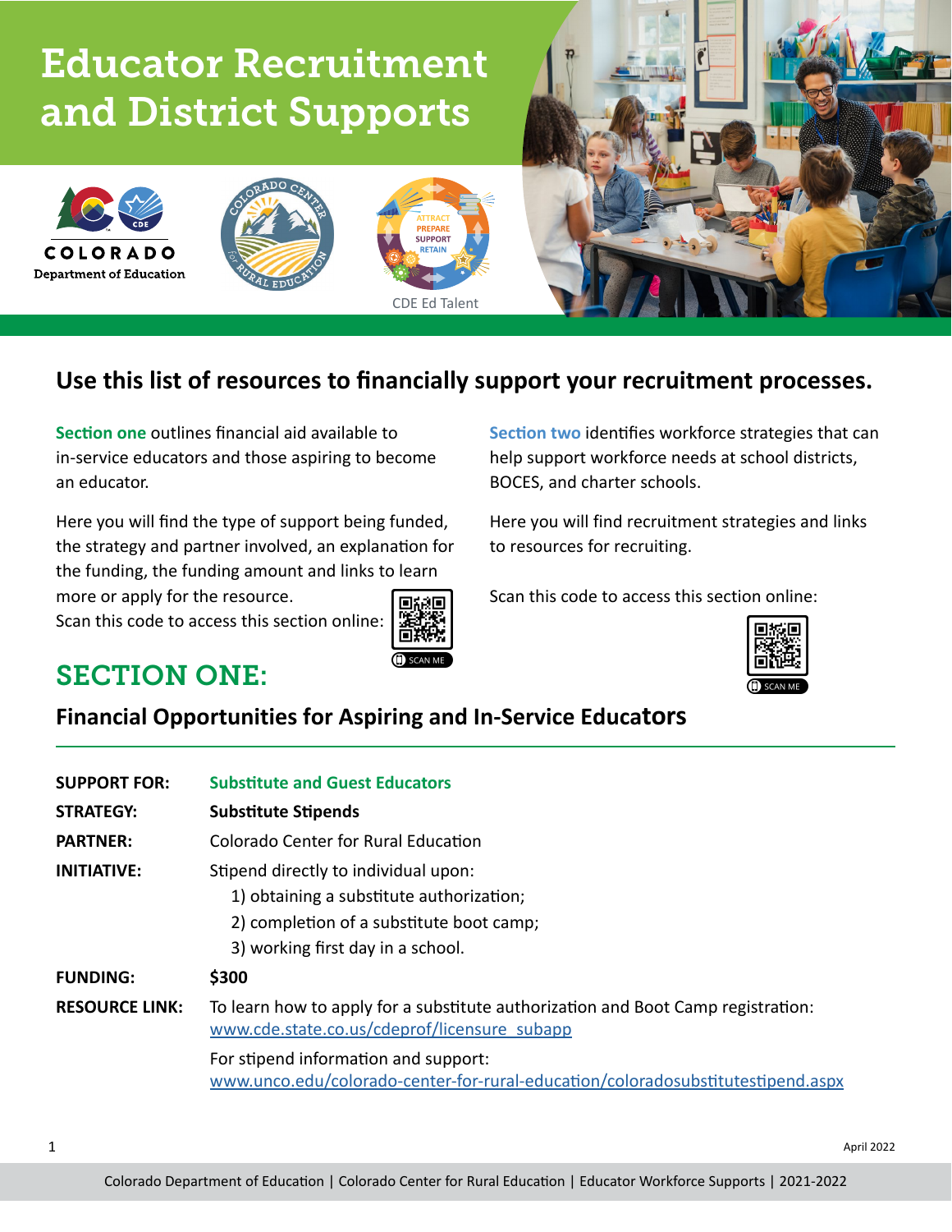# Educator Recruitment and District Supports

COLORADO Department of Education

CDE Ed Talent

ATTRACT PREPARE SUPPORT RETAIN

## Use this list of resources to financially support your recruitment processes.

**Section one** outlines financial aid available to in-service educators and those aspiring to become an educator.

Here you will find the type of support being funded, the strategy and partner involved, an explanation for the funding, the funding amount and links to learn more or apply for the resource.
Scan this code to access this section online:

**Section two** identifies workforce strategies that can help support workforce needs at school districts, BOCES, and charter schools.

Here you will find recruitment strategies and links to resources for recruiting.

Scan this code to access this section online:

## SECTION ONE:

### Financial Opportunities for Aspiring and In-Service Educators

**SUPPORT FOR:** **Substitute and Guest Educators**

**STRATEGY:** **Substitute Stipends**

**PARTNER:** Colorado Center for Rural Education

**INITIATIVE:** Stipend directly to individual upon:

1) obtaining a substitute authorization;
2) completion of a substitute boot camp;
3) working first day in a school.

**FUNDING:** **$300**

**RESOURCE LINK:** To learn how to apply for a substitute authorization and Boot Camp registration: www.cde.state.co.us/cdeprof/licensure_subapp

For stipend information and support: www.unco.edu/colorado-center-for-rural-education/coloradosubstitutestipend.aspx

April 2022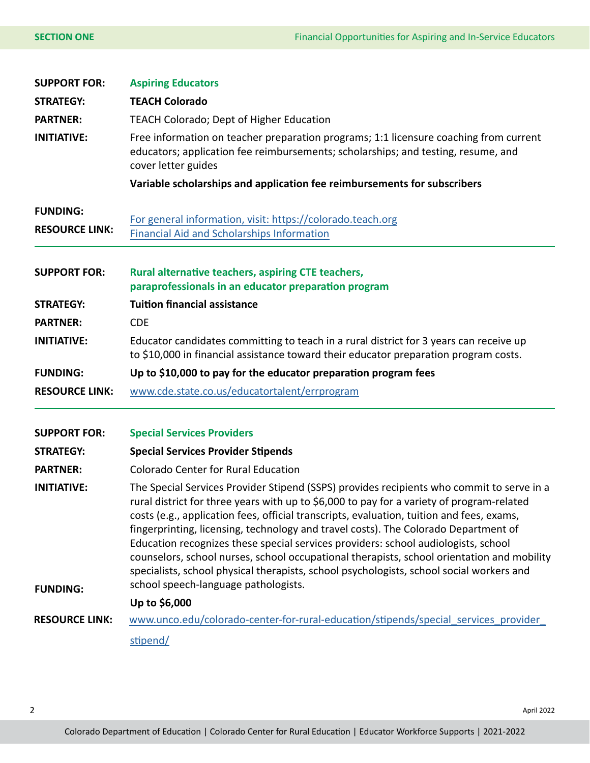| | |
|---|---|
| **SUPPORT FOR:** | **Aspiring Educators** |
| **STRATEGY:** | **TEACH Colorado** |
| **PARTNER:** | TEACH Colorado; Dept of Higher Education |
| **INITIATIVE:** | Free information on teacher preparation programs; 1:1 licensure coaching from current educators; application fee reimbursements; scholarships; and testing, resume, and cover letter guides |
| **FUNDING:** | **Variable scholarships and application fee reimbursements for subscribers** |
| **RESOURCE LINK:** | For general information, visit: https://colorado.teach.org<br>Financial Aid and Scholarships Information |

| | |
|---|---|
| **SUPPORT FOR:** | **Rural alternative teachers, aspiring CTE teachers, paraprofessionals in an educator preparation program** |
| **STRATEGY:** | **Tuition financial assistance** |
| **PARTNER:** | CDE |
| **INITIATIVE:** | Educator candidates committing to teach in a rural district for 3 years can receive up to $10,000 in financial assistance toward their educator preparation program costs. |
| **FUNDING:** | **Up to $10,000 to pay for the educator preparation program fees** |
| **RESOURCE LINK:** | www.cde.state.co.us/educatortalent/errprogram |

| | |
|---|---|
| **SUPPORT FOR:** | **Special Services Providers** |
| **STRATEGY:** | **Special Services Provider Stipends** |
| **PARTNER:** | Colorado Center for Rural Education |
| **INITIATIVE:** | The Special Services Provider Stipend (SSPS) provides recipients who commit to serve in a rural district for three years with up to $6,000 to pay for a variety of program-related costs (e.g., application fees, official transcripts, evaluation, tuition and fees, exams, fingerprinting, licensing, technology and travel costs). The Colorado Department of Education recognizes these special services providers: school audiologists, school counselors, school nurses, school occupational therapists, school orientation and mobility specialists, school physical therapists, school psychologists, school social workers and school speech-language pathologists. |
| **FUNDING:** | **Up to $6,000** |
| **RESOURCE LINK:** | www.unco.edu/colorado-center-for-rural-education/stipends/special_services_provider_stipend/ |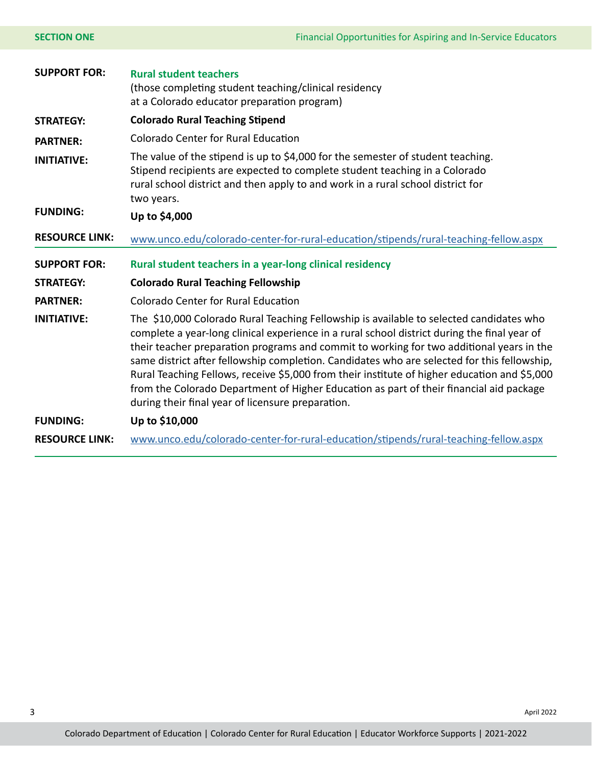**SUPPORT FOR:** **Rural student teachers**
(those completing student teaching/clinical residency at a Colorado educator preparation program)

**STRATEGY:** **Colorado Rural Teaching Stipend**

**PARTNER:** Colorado Center for Rural Education

**INITIATIVE:** The value of the stipend is up to $4,000 for the semester of student teaching. Stipend recipients are expected to complete student teaching in a Colorado rural school district and then apply to and work in a rural school district for two years.

**FUNDING:** **Up to $4,000**

**RESOURCE LINK:** www.unco.edu/colorado-center-for-rural-education/stipends/rural-teaching-fellow.aspx

---

**SUPPORT FOR:** **Rural student teachers in a year-long clinical residency**

**STRATEGY:** **Colorado Rural Teaching Fellowship**

**PARTNER:** Colorado Center for Rural Education

**INITIATIVE:** The $10,000 Colorado Rural Teaching Fellowship is available to selected candidates who complete a year-long clinical experience in a rural school district during the final year of their teacher preparation programs and commit to working for two additional years in the same district after fellowship completion. Candidates who are selected for this fellowship, Rural Teaching Fellows, receive $5,000 from their institute of higher education and $5,000 from the Colorado Department of Higher Education as part of their financial aid package during their final year of licensure preparation.

**FUNDING:** **Up to $10,000**

**RESOURCE LINK:** www.unco.edu/colorado-center-for-rural-education/stipends/rural-teaching-fellow.aspx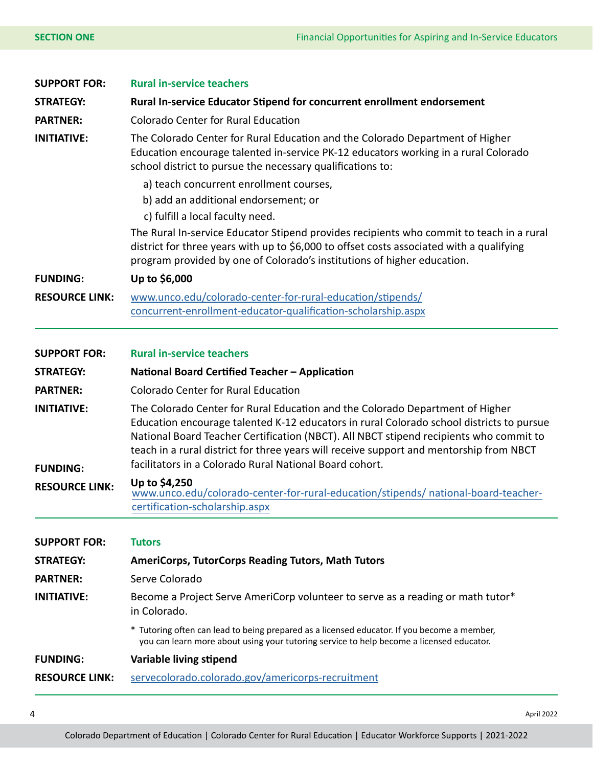**SUPPORT FOR:** **Rural in-service teachers**

**STRATEGY:** **Rural In-service Educator Stipend for concurrent enrollment endorsement**

**PARTNER:** Colorado Center for Rural Education

**INITIATIVE:** The Colorado Center for Rural Education and the Colorado Department of Higher Education encourage talented in-service PK-12 educators working in a rural Colorado school district to pursue the necessary qualifications to:

a) teach concurrent enrollment courses,
b) add an additional endorsement; or
c) fulfill a local faculty need.

The Rural In-service Educator Stipend provides recipients who commit to teach in a rural district for three years with up to $6,000 to offset costs associated with a qualifying program provided by one of Colorado's institutions of higher education.

**FUNDING:** **Up to $6,000**

**RESOURCE LINK:** www.unco.edu/colorado-center-for-rural-education/stipends/concurrent-enrollment-educator-qualification-scholarship.aspx

---

**SUPPORT FOR:** **Rural in-service teachers**

**STRATEGY:** **National Board Certified Teacher – Application**

**PARTNER:** Colorado Center for Rural Education

**INITIATIVE:** The Colorado Center for Rural Education and the Colorado Department of Higher Education encourage talented K-12 educators in rural Colorado school districts to pursue National Board Teacher Certification (NBCT). All NBCT stipend recipients who commit to teach in a rural district for three years will receive support and mentorship from NBCT facilitators in a Colorado Rural National Board cohort.

**FUNDING:** **Up to $4,250**

**RESOURCE LINK:** www.unco.edu/colorado-center-for-rural-education/stipends/ national-board-teacher-certification-scholarship.aspx

---

**SUPPORT FOR:** **Tutors**

**STRATEGY:** **AmeriCorps, TutorCorps Reading Tutors, Math Tutors**

**PARTNER:** Serve Colorado

**INITIATIVE:** Become a Project Serve AmeriCorp volunteer to serve as a reading or math tutor* in Colorado.

\* Tutoring often can lead to being prepared as a licensed educator. If you become a member, you can learn more about using your tutoring service to help become a licensed educator.

**FUNDING:** **Variable living stipend**

**RESOURCE LINK:** servecolorado.colorado.gov/americorps-recruitment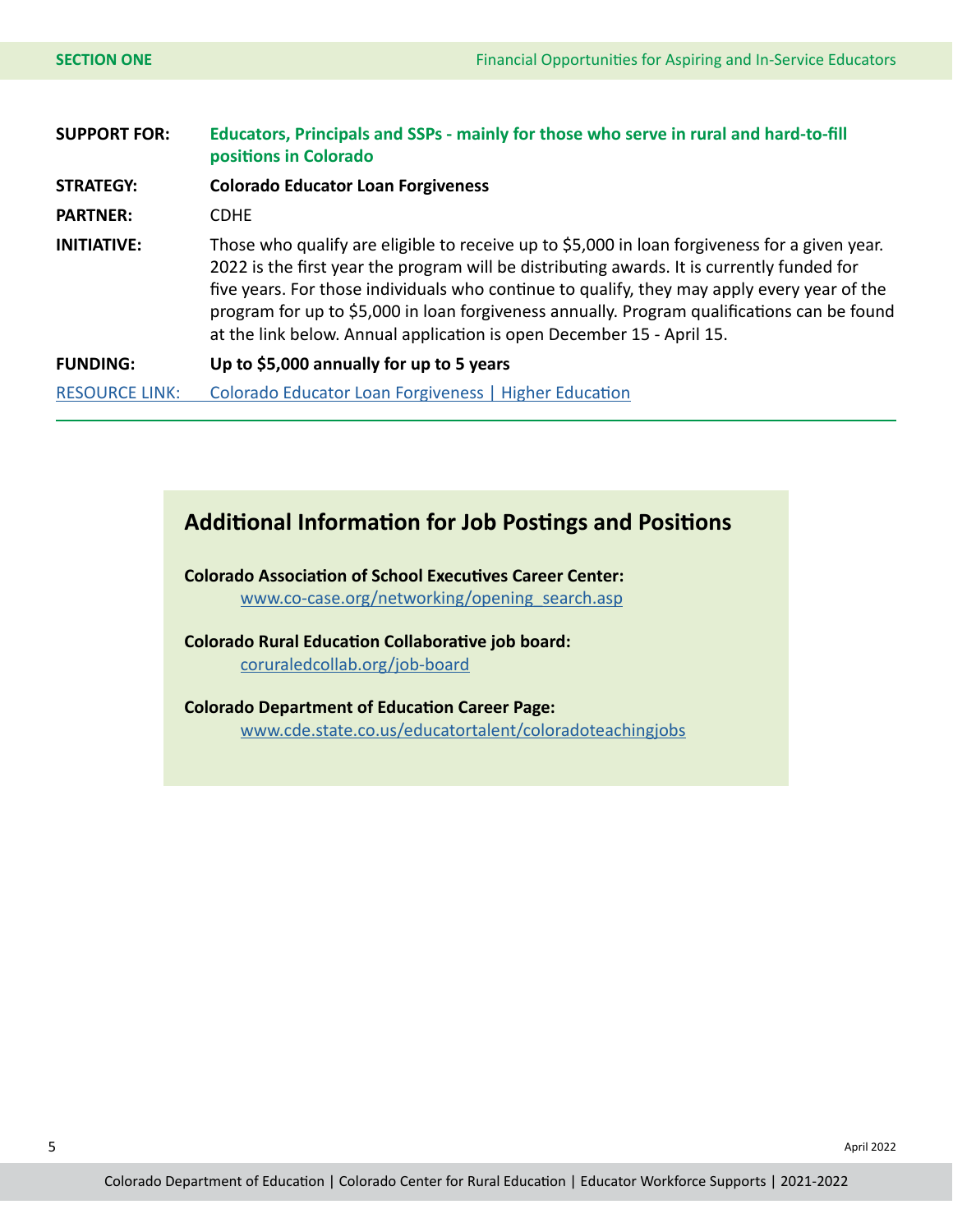**SUPPORT FOR:** **Educators, Principals and SSPs - mainly for those who serve in rural and hard-to-fill positions in Colorado**

**STRATEGY:** **Colorado Educator Loan Forgiveness**

**PARTNER:** CDHE

**INITIATIVE:** Those who qualify are eligible to receive up to $5,000 in loan forgiveness for a given year. 2022 is the first year the program will be distributing awards. It is currently funded for five years. For those individuals who continue to qualify, they may apply every year of the program for up to $5,000 in loan forgiveness annually. Program qualifications can be found at the link below. Annual application is open December 15 - April 15.

**FUNDING:** **Up to $5,000 annually for up to 5 years**

RESOURCE LINK: Colorado Educator Loan Forgiveness | Higher Education

---

## Additional Information for Job Postings and Positions

**Colorado Association of School Executives Career Center:**
www.co-case.org/networking/opening_search.asp

**Colorado Rural Education Collaborative job board:**
coruraledcollab.org/job-board

**Colorado Department of Education Career Page:**
www.cde.state.co.us/educatortalent/coloradoteachingjobs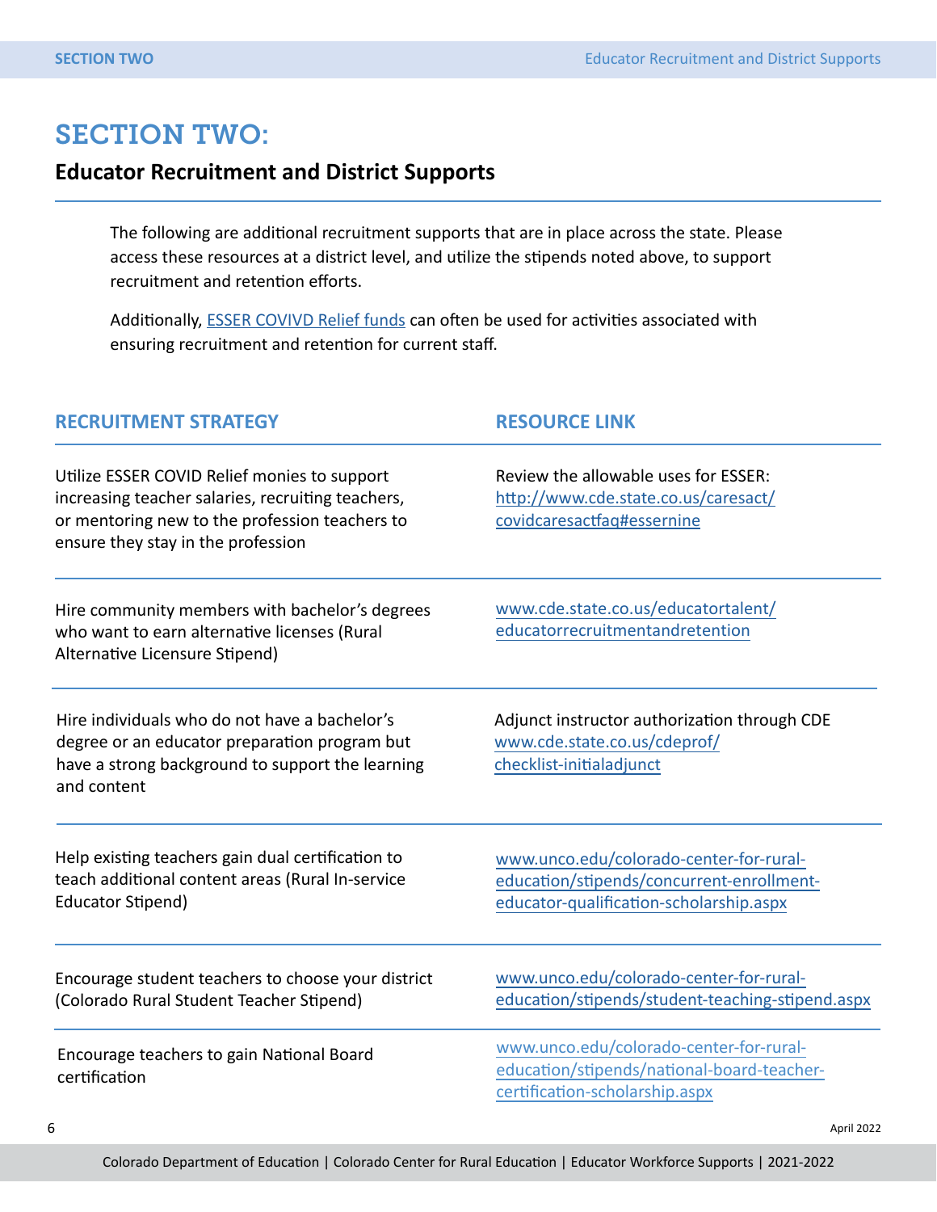# SECTION TWO:

## Educator Recruitment and District Supports

The following are additional recruitment supports that are in place across the state. Please access these resources at a district level, and utilize the stipends noted above, to support recruitment and retention efforts.

Additionally, ESSER COVIVD Relief funds can often be used for activities associated with ensuring recruitment and retention for current staff.

| RECRUITMENT STRATEGY | RESOURCE LINK |
| --- | --- |
| Utilize ESSER COVID Relief monies to support increasing teacher salaries, recruiting teachers, or mentoring new to the profession teachers to ensure they stay in the profession | Review the allowable uses for ESSER: http://www.cde.state.co.us/caresact/covidcaresactfaq#essernine |
| Hire community members with bachelor's degrees who want to earn alternative licenses (Rural Alternative Licensure Stipend) | www.cde.state.co.us/educatortalent/educatorrecruitmentandretention |
| Hire individuals who do not have a bachelor's degree or an educator preparation program but have a strong background to support the learning and content | Adjunct instructor authorization through CDE www.cde.state.co.us/cdeprof/checklist-initialadjunct |
| Help existing teachers gain dual certification to teach additional content areas (Rural In-service Educator Stipend) | www.unco.edu/colorado-center-for-rural-education/stipends/concurrent-enrollment-educator-qualification-scholarship.aspx |
| Encourage student teachers to choose your district (Colorado Rural Student Teacher Stipend) | www.unco.edu/colorado-center-for-rural-education/stipends/student-teaching-stipend.aspx |
| Encourage teachers to gain National Board certification | www.unco.edu/colorado-center-for-rural-education/stipends/national-board-teacher-certification-scholarship.aspx |

April 2022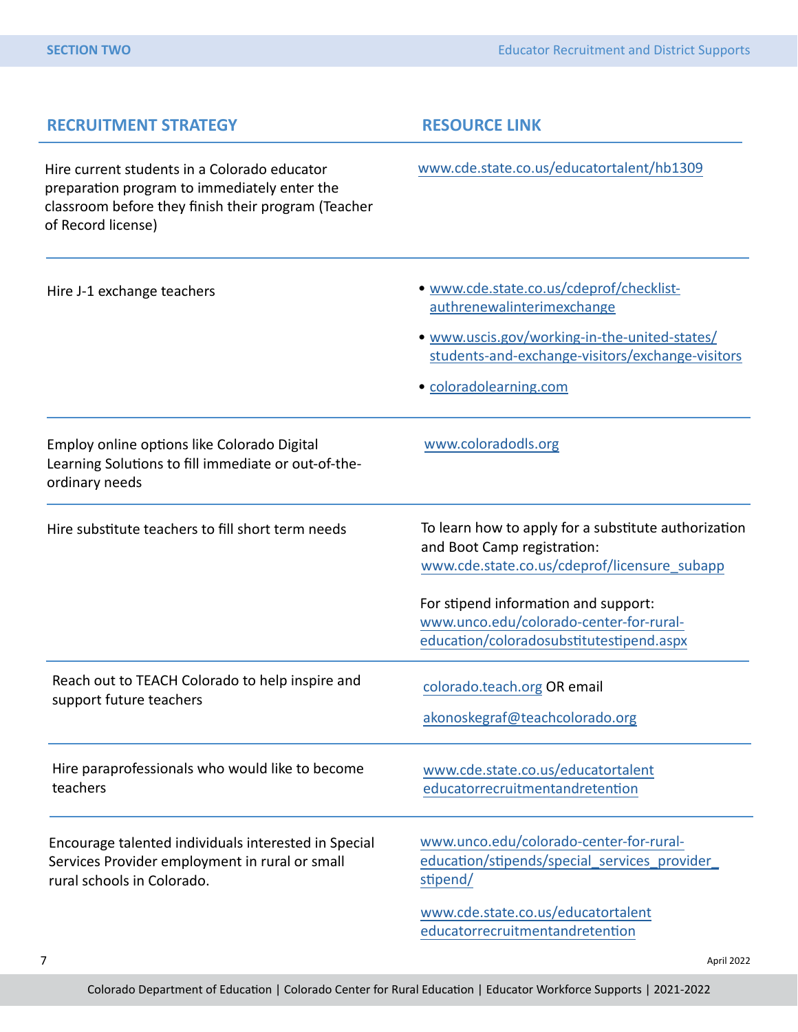| RECRUITMENT STRATEGY | RESOURCE LINK |
|---|---|
| Hire current students in a Colorado educator preparation program to immediately enter the classroom before they finish their program (Teacher of Record license) | www.cde.state.co.us/educatortalent/hb1309 |
| Hire J-1 exchange teachers | • www.cde.state.co.us/cdeprof/checklist-authrenewalinterimexchange<br>• www.uscis.gov/working-in-the-united-states/students-and-exchange-visitors/exchange-visitors<br>• coloradolearning.com |
| Employ online options like Colorado Digital Learning Solutions to fill immediate or out-of-the-ordinary needs | www.coloradodls.org |
| Hire substitute teachers to fill short term needs | To learn how to apply for a substitute authorization and Boot Camp registration: www.cde.state.co.us/cdeprof/licensure_subapp<br><br>For stipend information and support: www.unco.edu/colorado-center-for-rural-education/coloradosubstitutestipend.aspx |
| Reach out to TEACH Colorado to help inspire and support future teachers | colorado.teach.org OR email<br><br>akonoskegraf@teachcolorado.org |
| Hire paraprofessionals who would like to become teachers | www.cde.state.co.us/educatortalent educatorrecruitmentandretention |
| Encourage talented individuals interested in Special Services Provider employment in rural or small rural schools in Colorado. | www.unco.edu/colorado-center-for-rural-education/stipends/special_services_provider_stipend/<br><br>www.cde.state.co.us/educatortalent educatorrecruitmentandretention |

April 2022